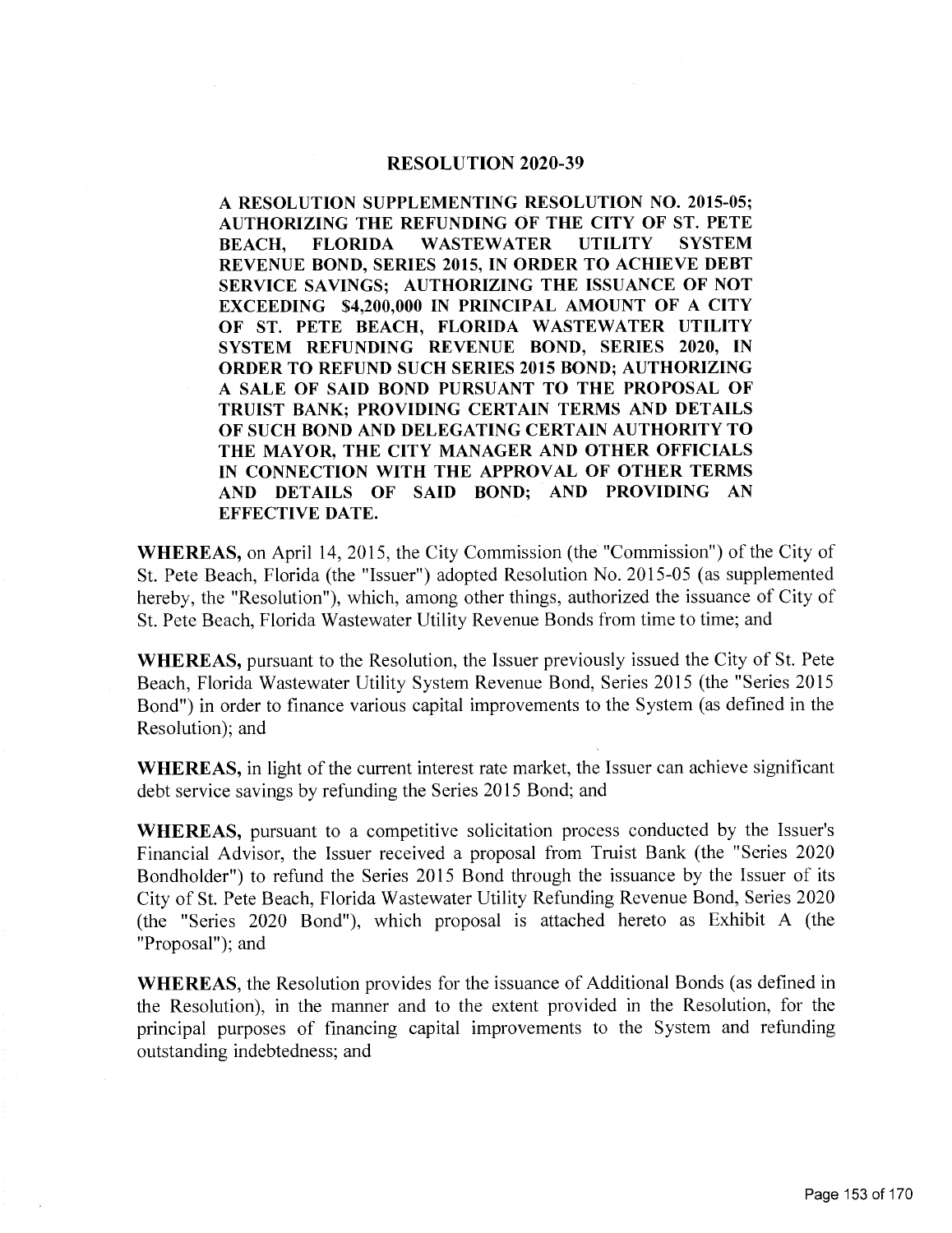# RESOLUTION 2020-39

**A RESOLUTION SUPPLEMENTING RESOLUTION NO. 2015-05; AUTHORIZING THE REFUNDING OF THE CITY OF ST. PETE BEACH, FLORIDA WASTEWATER UTILITY SYSTEM REVENUE BOND, SERIES 2015, IN ORDER TO ACHIEVE DEBT SERVICE SAVINGS; AUTHORIZING THE ISSUANCE OF NOT EXCEEDING $4,200,000 IN PRINCIPAL AMOUNT OF A CITY OF ST. PETE BEACH, FLORIDA WASTEWATER UTILITY SYSTEM REFUNDING REVENUE BOND, SERIES 2020, IN ORDER TO REFUND SUCH SERIES 2015 BOND; AUTHORIZING A SALE OF SAID BOND PURSUANT TO THE PROPOSAL OF TRUIST BANK; PROVIDING CERTAIN TERMS AND DETAILS OF SUCH BOND AND DELEGATING CERTAIN AUTHORITY TO THE MAYOR, THE CITY MANAGER AND OTHER OFFICIALS IN CONNECTION WITH THE APPROVAL OF OTHER TERMS AND DETAILS OF SAID BOND; AND PROVIDING AN EFFECTIVE DATE.**

**WHEREAS,** on April 14, 2015, the City Commission (the "Commission") of the City of St. Pete Beach, Florida (the "Issuer") adopted Resolution No. 2015-05 (as supplemented hereby, the "Resolution"), which, among other things, authorized the issuance of City of St. Pete Beach, Florida Wastewater Utility Revenue Bonds from time to time; and

**WHEREAS,** pursuant to the Resolution, the Issuer previously issued the City of St. Pete Beach, Florida Wastewater Utility System Revenue Bond, Series 2015 (the "Series 2015 Bond") in order to finance various capital improvements to the System (as defined in the Resolution); and

**WHEREAS,** in light of the current interest rate market, the Issuer can achieve significant debt service savings by refunding the Series 2015 Bond; and

**WHEREAS,** pursuant to a competitive solicitation process conducted by the Issuer's Financial Advisor, the Issuer received a proposal from Truist Bank (the "Series 2020 Bondholder") to refund the Series 2015 Bond through the issuance by the Issuer of its City of St. Pete Beach, Florida Wastewater Utility Refunding Revenue Bond, Series 2020 (the "Series 2020 Bond"), which proposal is attached hereto as Exhibit A (the "Proposal"); and

**WHEREAS,** the Resolution provides for the issuance of Additional Bonds (as defined in the Resolution), in the manner and to the extent provided in the Resolution, for the principal purposes of financing capital improvements to the System and refunding outstanding indebtedness; and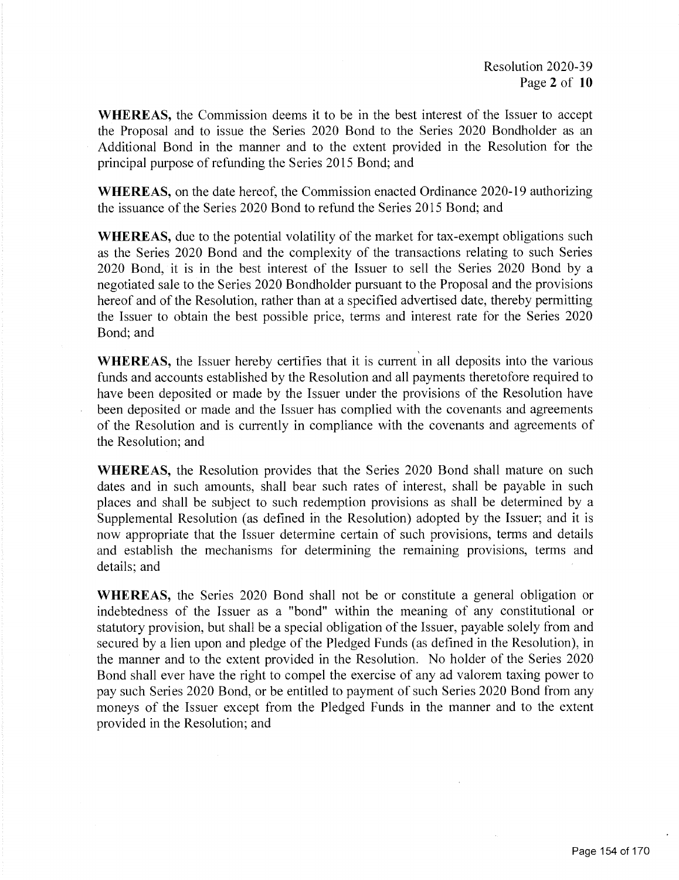**WHEREAS,** the Commission deems it to be in the best interest of the Issuer to accept the Proposal and to issue the Series 2020 Bond to the Series 2020 Bondholder as an Additional Bond in the manner and to the extent provided in the Resolution for the principal purpose of refunding the Series 2015 Bond; and

**WHEREAS,** on the date hereof, the Commission enacted Ordinance 2020-19 authorizing the issuance of the Series 2020 Bond to refund the Series 2015 Bond; and

**WHEREAS,** due to the potential volatility of the market for tax-exempt obligations such as the Series 2020 Bond and the complexity of the transactions relating to such Series 2020 Bond, it is in the best interest of the Issuer to sell the Series 2020 Bond by a negotiated sale to the Series 2020 Bondholder pursuant to the Proposal and the provisions hereof and of the Resolution, rather than at a specified advertised date, thereby permitting the Issuer to obtain the best possible price, terms and interest rate for the Series 2020 Bond; and

**WHEREAS,** the Issuer hereby certifies that it is current in all deposits into the various funds and accounts established by the Resolution and all payments theretofore required to have been deposited or made by the Issuer under the provisions of the Resolution have been deposited or made and the Issuer has complied with the covenants and agreements of the Resolution and is currently in compliance with the covenants and agreements of the Resolution; and

**WHEREAS,** the Resolution provides that the Series 2020 Bond shall mature on such dates and in such amounts, shall bear such rates of interest, shall be payable in such places and shall be subject to such redemption provisions as shall be determined by a Supplemental Resolution (as defined in the Resolution) adopted by the Issuer; and it is now appropriate that the Issuer determine certain of such provisions, terms and details and establish the mechanisms for determining the remaining provisions, terms and details; and

**WHEREAS,** the Series 2020 Bond shall not be or constitute a general obligation or indebtedness of the Issuer as a "bond" within the meaning of any constitutional or statutory provision, but shall be a special obligation of the Issuer, payable solely from and secured by a lien upon and pledge of the Pledged Funds (as defined in the Resolution), in the manner and to the extent provided in the Resolution. No holder of the Series 2020 Bond shall ever have the right to compel the exercise of any ad valorem taxing power to pay such Series 2020 Bond, or be entitled to payment of such Series 2020 Bond from any moneys of the Issuer except from the Pledged Funds in the manner and to the extent provided in the Resolution; and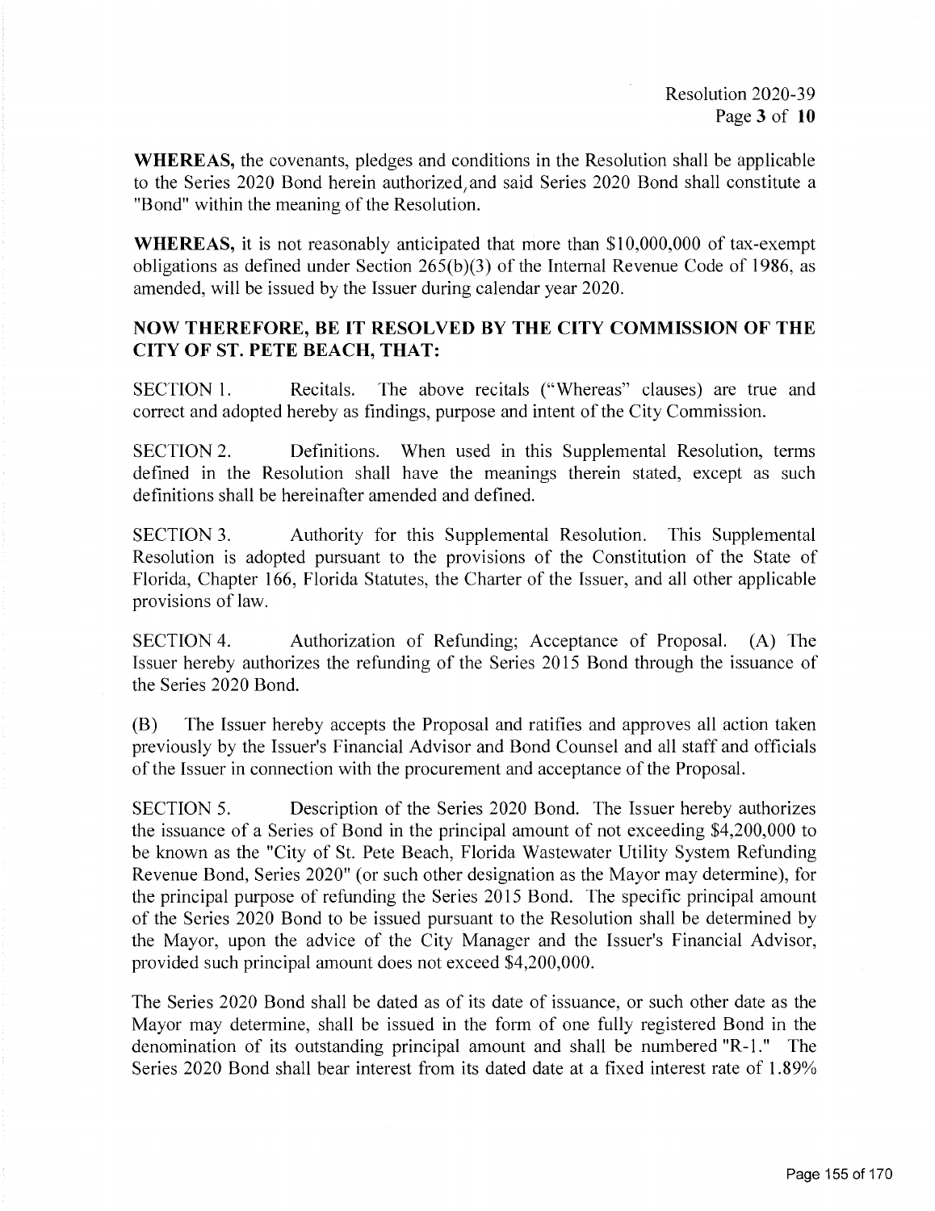**WHEREAS,** the covenants, pledges and conditions in the Resolution shall be applicable to the Series 2020 Bond herein authorized, and said Series 2020 Bond shall constitute a "Bond" within the meaning of the Resolution.

**WHEREAS,** it is not reasonably anticipated that more than $10,000,000 of tax-exempt obligations as defined under Section 265(b)(3) of the Internal Revenue Code of 1986, as amended, will be issued by the Issuer during calendar year 2020.

**NOW THEREFORE, BE IT RESOLVED BY THE CITY COMMISSION OF THE CITY OF ST. PETE BEACH, THAT:**

SECTION 1. Recitals. The above recitals ("Whereas" clauses) are true and correct and adopted hereby as findings, purpose and intent of the City Commission.

SECTION 2. Definitions. When used in this Supplemental Resolution, terms defined in the Resolution shall have the meanings therein stated, except as such definitions shall be hereinafter amended and defined.

SECTION 3. Authority for this Supplemental Resolution. This Supplemental Resolution is adopted pursuant to the provisions of the Constitution of the State of Florida, Chapter 166, Florida Statutes, the Charter of the Issuer, and all other applicable provisions of law.

SECTION 4. Authorization of Refunding; Acceptance of Proposal. (A) The Issuer hereby authorizes the refunding of the Series 2015 Bond through the issuance of the Series 2020 Bond.

(B) The Issuer hereby accepts the Proposal and ratifies and approves all action taken previously by the Issuer's Financial Advisor and Bond Counsel and all staff and officials of the Issuer in connection with the procurement and acceptance of the Proposal.

SECTION 5. Description of the Series 2020 Bond. The Issuer hereby authorizes the issuance of a Series of Bond in the principal amount of not exceeding $4,200,000 to be known as the "City of St. Pete Beach, Florida Wastewater Utility System Refunding Revenue Bond, Series 2020" (or such other designation as the Mayor may determine), for the principal purpose of refunding the Series 2015 Bond. The specific principal amount of the Series 2020 Bond to be issued pursuant to the Resolution shall be determined by the Mayor, upon the advice of the City Manager and the Issuer's Financial Advisor, provided such principal amount does not exceed $4,200,000.

The Series 2020 Bond shall be dated as of its date of issuance, or such other date as the Mayor may determine, shall be issued in the form of one fully registered Bond in the denomination of its outstanding principal amount and shall be numbered "R-1." The Series 2020 Bond shall bear interest from its dated date at a fixed interest rate of 1.89%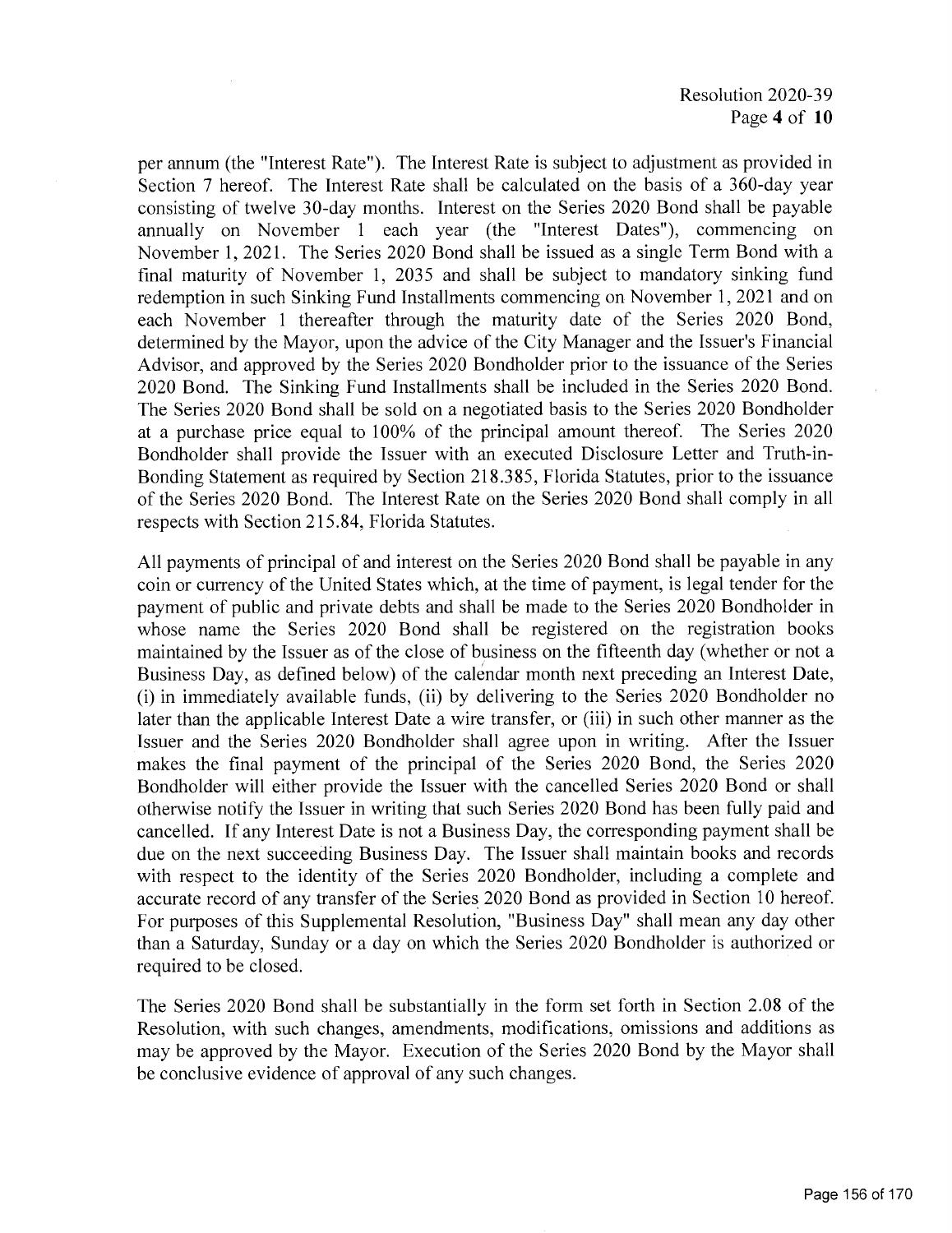per annum (the "Interest Rate"). The Interest Rate is subject to adjustment as provided in Section 7 hereof. The Interest Rate shall be calculated on the basis of a 360-day year consisting of twelve 30-day months. Interest on the Series 2020 Bond shall be payable annually on November 1 each year (the "Interest Dates"), commencing on November 1, 2021. The Series 2020 Bond shall be issued as a single Term Bond with a final maturity of November 1, 2035 and shall be subject to mandatory sinking fund redemption in such Sinking Fund Installments commencing on November 1, 2021 and on each November 1 thereafter through the maturity date of the Series 2020 Bond, determined by the Mayor, upon the advice of the City Manager and the Issuer's Financial Advisor, and approved by the Series 2020 Bondholder prior to the issuance of the Series 2020 Bond. The Sinking Fund Installments shall be included in the Series 2020 Bond. The Series 2020 Bond shall be sold on a negotiated basis to the Series 2020 Bondholder at a purchase price equal to 100% of the principal amount thereof. The Series 2020 Bondholder shall provide the Issuer with an executed Disclosure Letter and Truth-in-Bonding Statement as required by Section 218.385, Florida Statutes, prior to the issuance of the Series 2020 Bond. The Interest Rate on the Series 2020 Bond shall comply in all respects with Section 215.84, Florida Statutes.

All payments of principal of and interest on the Series 2020 Bond shall be payable in any coin or currency of the United States which, at the time of payment, is legal tender for the payment of public and private debts and shall be made to the Series 2020 Bondholder in whose name the Series 2020 Bond shall be registered on the registration books maintained by the Issuer as of the close of business on the fifteenth day (whether or not a Business Day, as defined below) of the calendar month next preceding an Interest Date, (i) in immediately available funds, (ii) by delivering to the Series 2020 Bondholder no later than the applicable Interest Date a wire transfer, or (iii) in such other manner as the Issuer and the Series 2020 Bondholder shall agree upon in writing. After the Issuer makes the final payment of the principal of the Series 2020 Bond, the Series 2020 Bondholder will either provide the Issuer with the cancelled Series 2020 Bond or shall otherwise notify the Issuer in writing that such Series 2020 Bond has been fully paid and cancelled. If any Interest Date is not a Business Day, the corresponding payment shall be due on the next succeeding Business Day. The Issuer shall maintain books and records with respect to the identity of the Series 2020 Bondholder, including a complete and accurate record of any transfer of the Series 2020 Bond as provided in Section 10 hereof. For purposes of this Supplemental Resolution, "Business Day" shall mean any day other than a Saturday, Sunday or a day on which the Series 2020 Bondholder is authorized or required to be closed.

The Series 2020 Bond shall be substantially in the form set forth in Section 2.08 of the Resolution, with such changes, amendments, modifications, omissions and additions as may be approved by the Mayor. Execution of the Series 2020 Bond by the Mayor shall be conclusive evidence of approval of any such changes.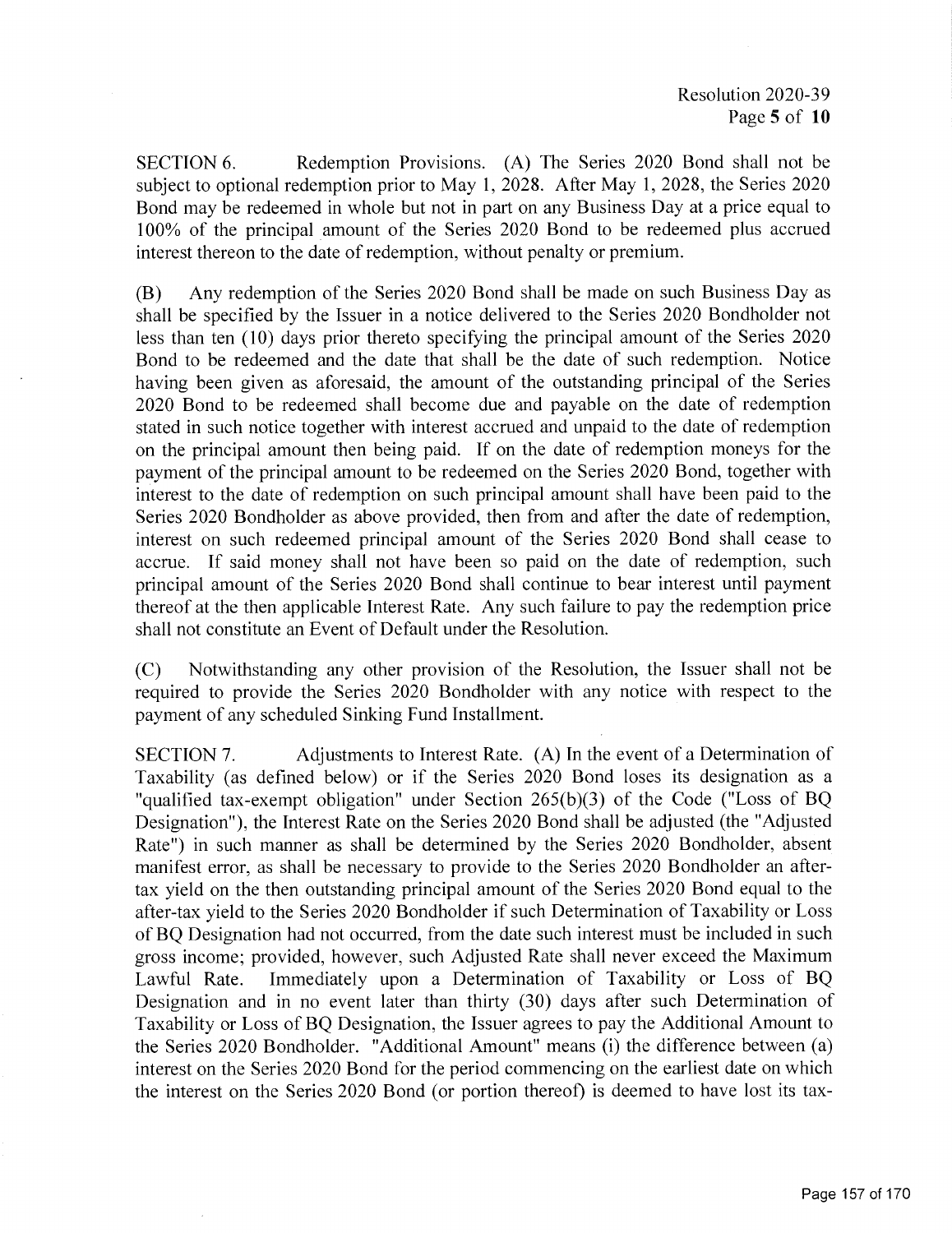SECTION 6. Redemption Provisions. (A) The Series 2020 Bond shall not be subject to optional redemption prior to May 1, 2028. After May 1, 2028, the Series 2020 Bond may be redeemed in whole but not in part on any Business Day at a price equal to 100% of the principal amount of the Series 2020 Bond to be redeemed plus accrued interest thereon to the date of redemption, without penalty or premium.

(B) Any redemption of the Series 2020 Bond shall be made on such Business Day as shall be specified by the Issuer in a notice delivered to the Series 2020 Bondholder not less than ten (10) days prior thereto specifying the principal amount of the Series 2020 Bond to be redeemed and the date that shall be the date of such redemption. Notice having been given as aforesaid, the amount of the outstanding principal of the Series 2020 Bond to be redeemed shall become due and payable on the date of redemption stated in such notice together with interest accrued and unpaid to the date of redemption on the principal amount then being paid. If on the date of redemption moneys for the payment of the principal amount to be redeemed on the Series 2020 Bond, together with interest to the date of redemption on such principal amount shall have been paid to the Series 2020 Bondholder as above provided, then from and after the date of redemption, interest on such redeemed principal amount of the Series 2020 Bond shall cease to accrue. If said money shall not have been so paid on the date of redemption, such principal amount of the Series 2020 Bond shall continue to bear interest until payment thereof at the then applicable Interest Rate. Any such failure to pay the redemption price shall not constitute an Event of Default under the Resolution.

(C) Notwithstanding any other provision of the Resolution, the Issuer shall not be required to provide the Series 2020 Bondholder with any notice with respect to the payment of any scheduled Sinking Fund Installment.

SECTION 7. Adjustments to Interest Rate. (A) In the event of a Determination of Taxability (as defined below) or if the Series 2020 Bond loses its designation as a "qualified tax-exempt obligation" under Section 265(b)(3) of the Code ("Loss of BQ Designation"), the Interest Rate on the Series 2020 Bond shall be adjusted (the "Adjusted Rate") in such manner as shall be determined by the Series 2020 Bondholder, absent manifest error, as shall be necessary to provide to the Series 2020 Bondholder an after-tax yield on the then outstanding principal amount of the Series 2020 Bond equal to the after-tax yield to the Series 2020 Bondholder if such Determination of Taxability or Loss of BQ Designation had not occurred, from the date such interest must be included in such gross income; provided, however, such Adjusted Rate shall never exceed the Maximum Lawful Rate. Immediately upon a Determination of Taxability or Loss of BQ Designation and in no event later than thirty (30) days after such Determination of Taxability or Loss of BQ Designation, the Issuer agrees to pay the Additional Amount to the Series 2020 Bondholder. "Additional Amount" means (i) the difference between (a) interest on the Series 2020 Bond for the period commencing on the earliest date on which the interest on the Series 2020 Bond (or portion thereof) is deemed to have lost its tax-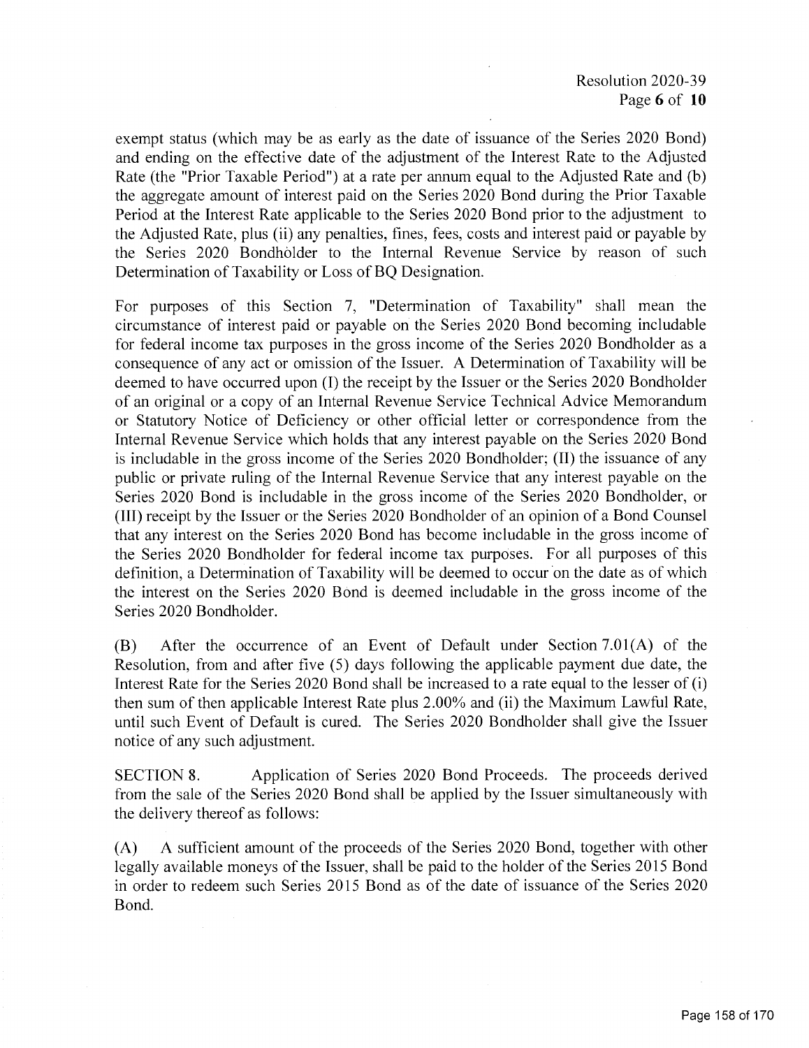exempt status (which may be as early as the date of issuance of the Series 2020 Bond) and ending on the effective date of the adjustment of the Interest Rate to the Adjusted Rate (the "Prior Taxable Period") at a rate per annum equal to the Adjusted Rate and (b) the aggregate amount of interest paid on the Series 2020 Bond during the Prior Taxable Period at the Interest Rate applicable to the Series 2020 Bond prior to the adjustment to the Adjusted Rate, plus (ii) any penalties, fines, fees, costs and interest paid or payable by the Series 2020 Bondholder to the Internal Revenue Service by reason of such Determination of Taxability or Loss of BQ Designation.

For purposes of this Section 7, "Determination of Taxability" shall mean the circumstance of interest paid or payable on the Series 2020 Bond becoming includable for federal income tax purposes in the gross income of the Series 2020 Bondholder as a consequence of any act or omission of the Issuer. A Determination of Taxability will be deemed to have occurred upon (I) the receipt by the Issuer or the Series 2020 Bondholder of an original or a copy of an Internal Revenue Service Technical Advice Memorandum or Statutory Notice of Deficiency or other official letter or correspondence from the Internal Revenue Service which holds that any interest payable on the Series 2020 Bond is includable in the gross income of the Series 2020 Bondholder; (II) the issuance of any public or private ruling of the Internal Revenue Service that any interest payable on the Series 2020 Bond is includable in the gross income of the Series 2020 Bondholder, or (III) receipt by the Issuer or the Series 2020 Bondholder of an opinion of a Bond Counsel that any interest on the Series 2020 Bond has become includable in the gross income of the Series 2020 Bondholder for federal income tax purposes. For all purposes of this definition, a Determination of Taxability will be deemed to occur on the date as of which the interest on the Series 2020 Bond is deemed includable in the gross income of the Series 2020 Bondholder.

(B) After the occurrence of an Event of Default under Section 7.01(A) of the Resolution, from and after five (5) days following the applicable payment due date, the Interest Rate for the Series 2020 Bond shall be increased to a rate equal to the lesser of (i) then sum of then applicable Interest Rate plus 2.00% and (ii) the Maximum Lawful Rate, until such Event of Default is cured. The Series 2020 Bondholder shall give the Issuer notice of any such adjustment.

SECTION 8. Application of Series 2020 Bond Proceeds. The proceeds derived from the sale of the Series 2020 Bond shall be applied by the Issuer simultaneously with the delivery thereof as follows:

(A) A sufficient amount of the proceeds of the Series 2020 Bond, together with other legally available moneys of the Issuer, shall be paid to the holder of the Series 2015 Bond in order to redeem such Series 2015 Bond as of the date of issuance of the Series 2020 Bond.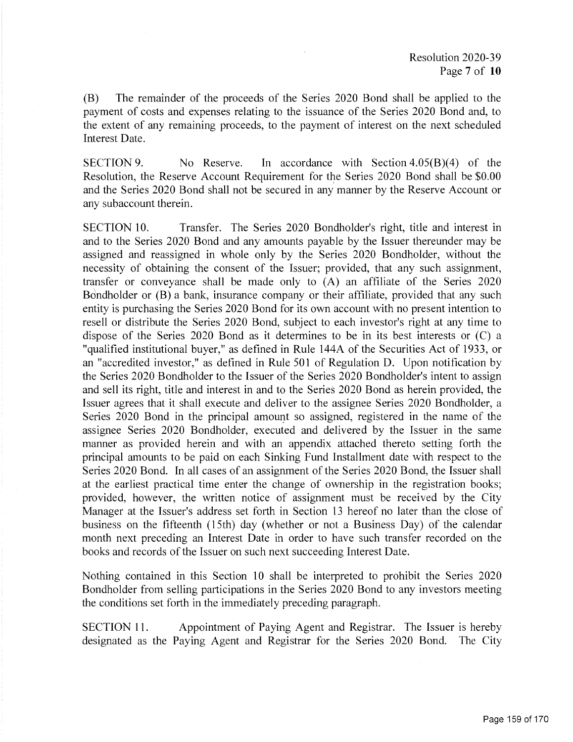(B) The remainder of the proceeds of the Series 2020 Bond shall be applied to the payment of costs and expenses relating to the issuance of the Series 2020 Bond and, to the extent of any remaining proceeds, to the payment of interest on the next scheduled Interest Date.

SECTION 9. No Reserve. In accordance with Section 4.05(B)(4) of the Resolution, the Reserve Account Requirement for the Series 2020 Bond shall be $0.00 and the Series 2020 Bond shall not be secured in any manner by the Reserve Account or any subaccount therein.

SECTION 10. Transfer. The Series 2020 Bondholder's right, title and interest in and to the Series 2020 Bond and any amounts payable by the Issuer thereunder may be assigned and reassigned in whole only by the Series 2020 Bondholder, without the necessity of obtaining the consent of the Issuer; provided, that any such assignment, transfer or conveyance shall be made only to (A) an affiliate of the Series 2020 Bondholder or (B) a bank, insurance company or their affiliate, provided that any such entity is purchasing the Series 2020 Bond for its own account with no present intention to resell or distribute the Series 2020 Bond, subject to each investor's right at any time to dispose of the Series 2020 Bond as it determines to be in its best interests or (C) a "qualified institutional buyer," as defined in Rule 144A of the Securities Act of 1933, or an "accredited investor," as defined in Rule 501 of Regulation D. Upon notification by the Series 2020 Bondholder to the Issuer of the Series 2020 Bondholder's intent to assign and sell its right, title and interest in and to the Series 2020 Bond as herein provided, the Issuer agrees that it shall execute and deliver to the assignee Series 2020 Bondholder, a Series 2020 Bond in the principal amount so assigned, registered in the name of the assignee Series 2020 Bondholder, executed and delivered by the Issuer in the same manner as provided herein and with an appendix attached thereto setting forth the principal amounts to be paid on each Sinking Fund Installment date with respect to the Series 2020 Bond. In all cases of an assignment of the Series 2020 Bond, the Issuer shall at the earliest practical time enter the change of ownership in the registration books; provided, however, the written notice of assignment must be received by the City Manager at the Issuer's address set forth in Section 13 hereof no later than the close of business on the fifteenth (15th) day (whether or not a Business Day) of the calendar month next preceding an Interest Date in order to have such transfer recorded on the books and records of the Issuer on such next succeeding Interest Date.

Nothing contained in this Section 10 shall be interpreted to prohibit the Series 2020 Bondholder from selling participations in the Series 2020 Bond to any investors meeting the conditions set forth in the immediately preceding paragraph.

SECTION 11. Appointment of Paying Agent and Registrar. The Issuer is hereby designated as the Paying Agent and Registrar for the Series 2020 Bond. The City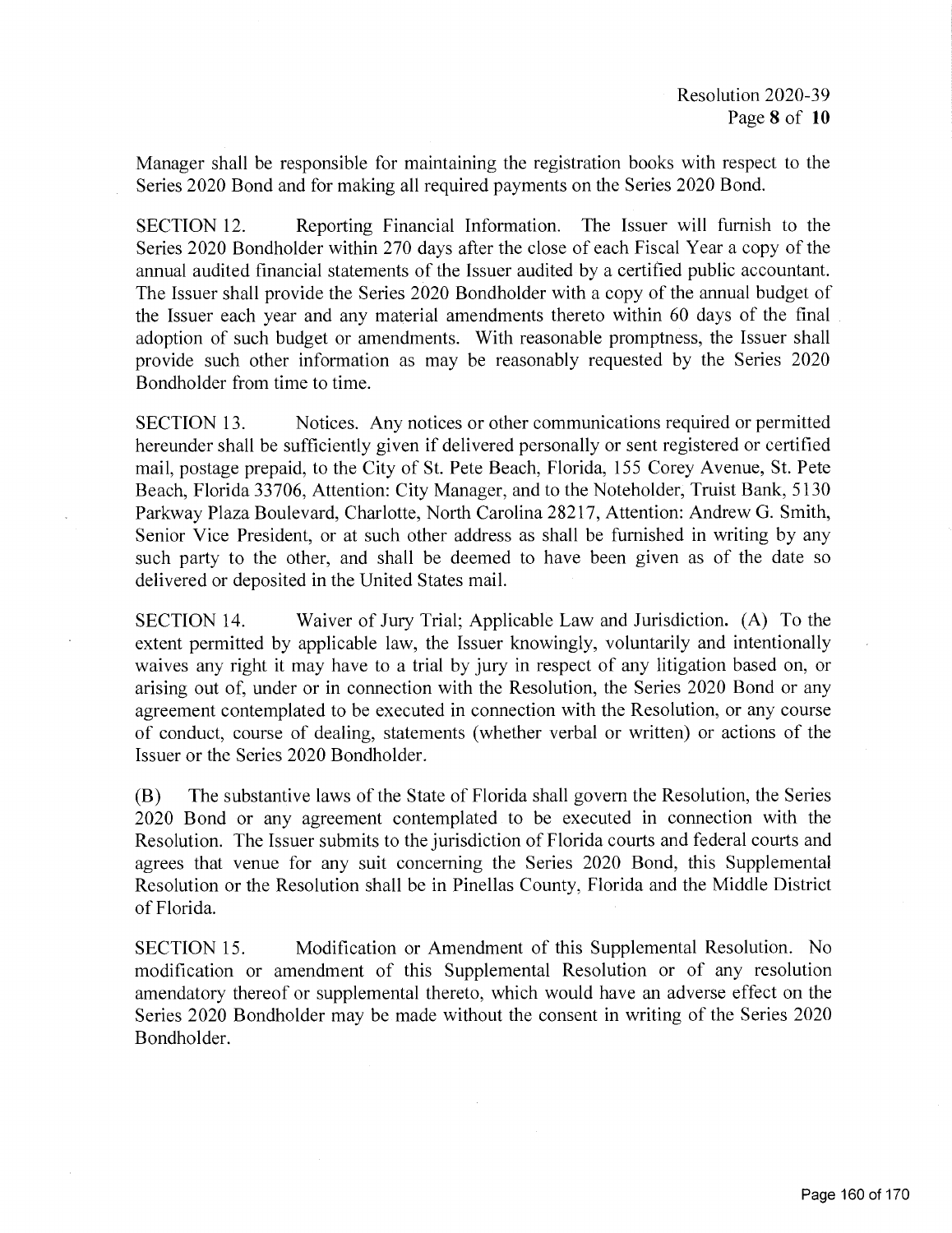Manager shall be responsible for maintaining the registration books with respect to the Series 2020 Bond and for making all required payments on the Series 2020 Bond.

SECTION 12. Reporting Financial Information. The Issuer will furnish to the Series 2020 Bondholder within 270 days after the close of each Fiscal Year a copy of the annual audited financial statements of the Issuer audited by a certified public accountant. The Issuer shall provide the Series 2020 Bondholder with a copy of the annual budget of the Issuer each year and any material amendments thereto within 60 days of the final adoption of such budget or amendments. With reasonable promptness, the Issuer shall provide such other information as may be reasonably requested by the Series 2020 Bondholder from time to time.

SECTION 13. Notices. Any notices or other communications required or permitted hereunder shall be sufficiently given if delivered personally or sent registered or certified mail, postage prepaid, to the City of St. Pete Beach, Florida, 155 Corey Avenue, St. Pete Beach, Florida 33706, Attention: City Manager, and to the Noteholder, Truist Bank, 5130 Parkway Plaza Boulevard, Charlotte, North Carolina 28217, Attention: Andrew G. Smith, Senior Vice President, or at such other address as shall be furnished in writing by any such party to the other, and shall be deemed to have been given as of the date so delivered or deposited in the United States mail.

SECTION 14. Waiver of Jury Trial; Applicable Law and Jurisdiction. (A) To the extent permitted by applicable law, the Issuer knowingly, voluntarily and intentionally waives any right it may have to a trial by jury in respect of any litigation based on, or arising out of, under or in connection with the Resolution, the Series 2020 Bond or any agreement contemplated to be executed in connection with the Resolution, or any course of conduct, course of dealing, statements (whether verbal or written) or actions of the Issuer or the Series 2020 Bondholder.

(B) The substantive laws of the State of Florida shall govern the Resolution, the Series 2020 Bond or any agreement contemplated to be executed in connection with the Resolution. The Issuer submits to the jurisdiction of Florida courts and federal courts and agrees that venue for any suit concerning the Series 2020 Bond, this Supplemental Resolution or the Resolution shall be in Pinellas County, Florida and the Middle District of Florida.

SECTION 15. Modification or Amendment of this Supplemental Resolution. No modification or amendment of this Supplemental Resolution or of any resolution amendatory thereof or supplemental thereto, which would have an adverse effect on the Series 2020 Bondholder may be made without the consent in writing of the Series 2020 Bondholder.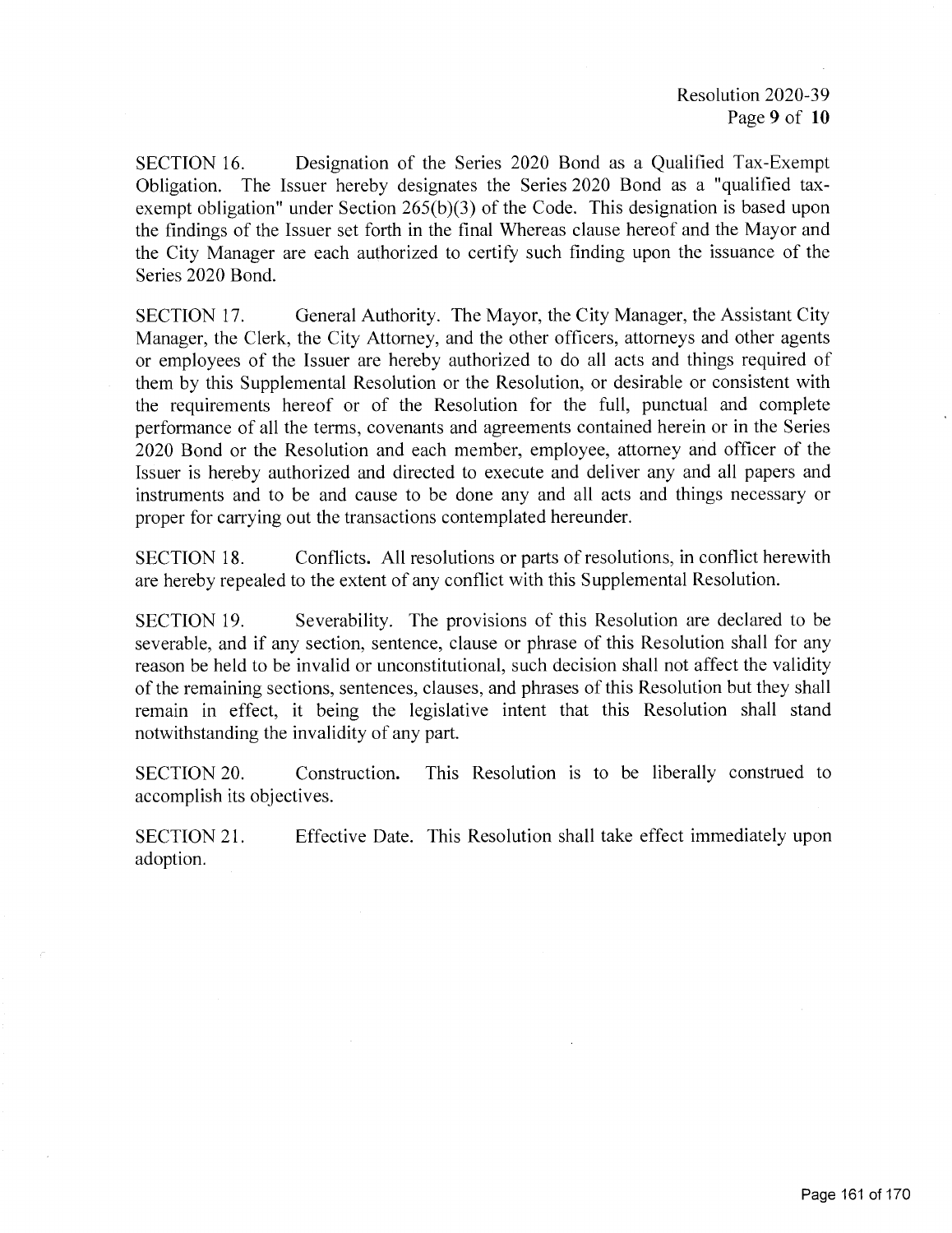SECTION 16. Designation of the Series 2020 Bond as a Qualified Tax-Exempt Obligation. The Issuer hereby designates the Series 2020 Bond as a "qualified tax-exempt obligation" under Section 265(b)(3) of the Code. This designation is based upon the findings of the Issuer set forth in the final Whereas clause hereof and the Mayor and the City Manager are each authorized to certify such finding upon the issuance of the Series 2020 Bond.

SECTION 17. General Authority. The Mayor, the City Manager, the Assistant City Manager, the Clerk, the City Attorney, and the other officers, attorneys and other agents or employees of the Issuer are hereby authorized to do all acts and things required of them by this Supplemental Resolution or the Resolution, or desirable or consistent with the requirements hereof or of the Resolution for the full, punctual and complete performance of all the terms, covenants and agreements contained herein or in the Series 2020 Bond or the Resolution and each member, employee, attorney and officer of the Issuer is hereby authorized and directed to execute and deliver any and all papers and instruments and to be and cause to be done any and all acts and things necessary or proper for carrying out the transactions contemplated hereunder.

SECTION 18. Conflicts. All resolutions or parts of resolutions, in conflict herewith are hereby repealed to the extent of any conflict with this Supplemental Resolution.

SECTION 19. Severability. The provisions of this Resolution are declared to be severable, and if any section, sentence, clause or phrase of this Resolution shall for any reason be held to be invalid or unconstitutional, such decision shall not affect the validity of the remaining sections, sentences, clauses, and phrases of this Resolution but they shall remain in effect, it being the legislative intent that this Resolution shall stand notwithstanding the invalidity of any part.

SECTION 20. Construction. This Resolution is to be liberally construed to accomplish its objectives.

SECTION 21. Effective Date. This Resolution shall take effect immediately upon adoption.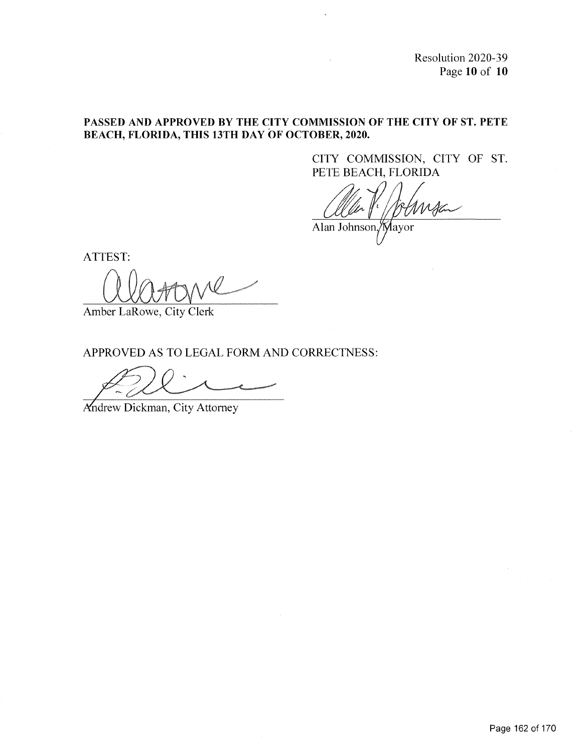**PASSED AND APPROVED BY THE CITY COMMISSION OF THE CITY OF ST. PETE BEACH, FLORIDA, THIS 13TH DAY OF OCTOBER, 2020.**

CITY COMMISSION, CITY OF ST. PETE BEACH, FLORIDA

Alan Johnson, Mayor

ATTEST:

Amber LaRowe, City Clerk

APPROVED AS TO LEGAL FORM AND CORRECTNESS:

Andrew Dickman, City Attorney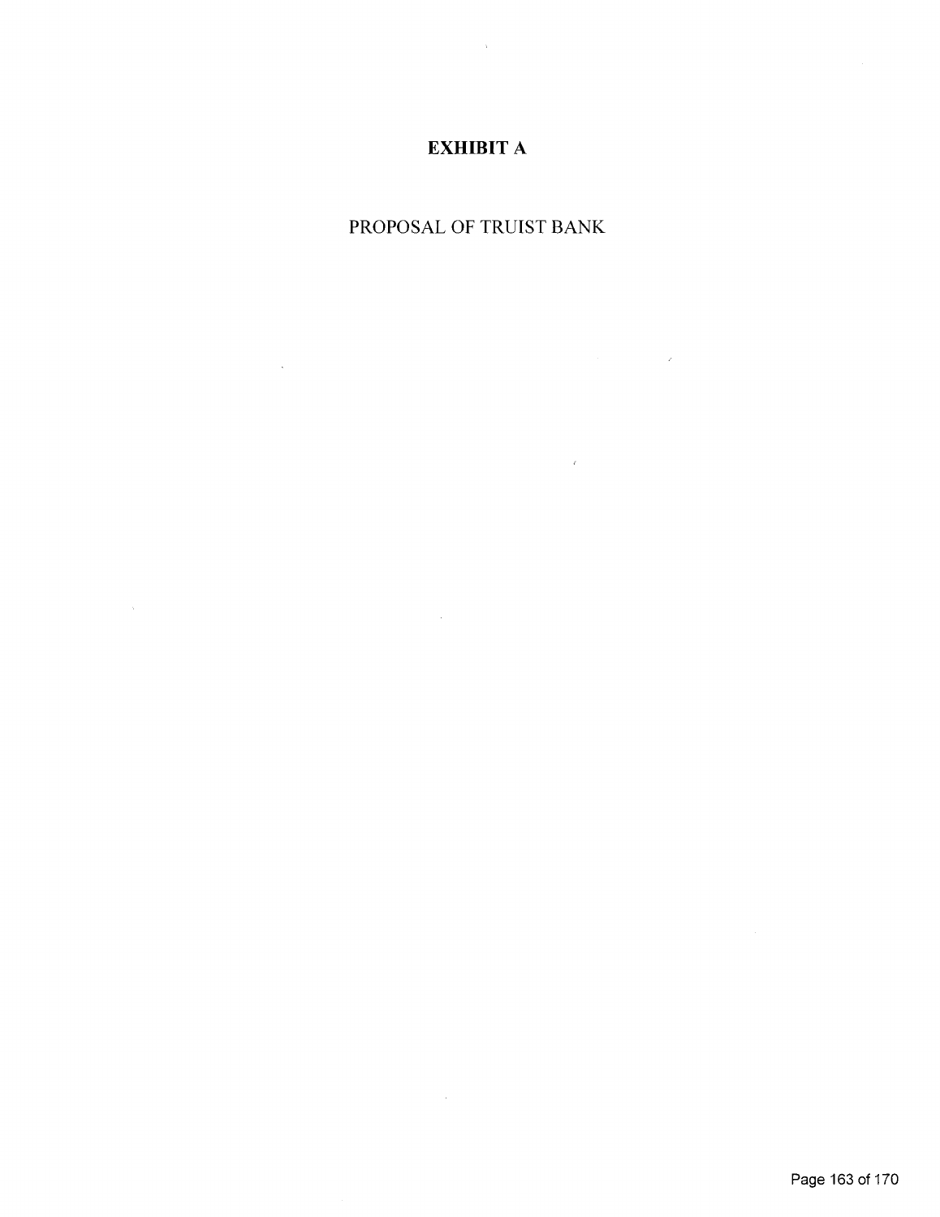# EXHIBIT A

PROPOSAL OF TRUIST BANK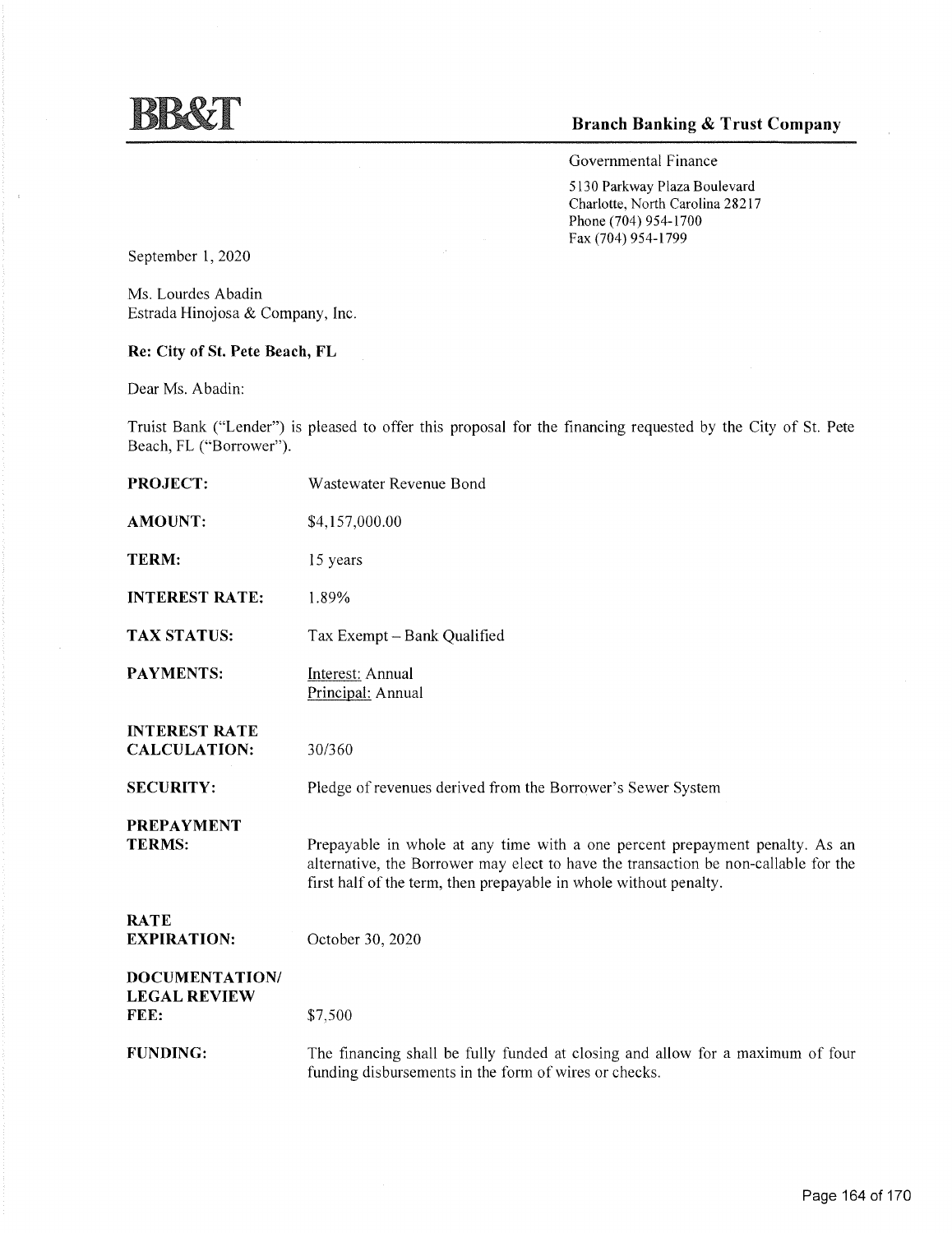# BB&T

**Branch Banking & Trust Company**

Governmental Finance

5130 Parkway Plaza Boulevard
Charlotte, North Carolina 28217
Phone (704) 954-1700
Fax (704) 954-1799

September 1, 2020

Ms. Lourdes Abadin
Estrada Hinojosa & Company, Inc.

**Re: City of St. Pete Beach, FL**

Dear Ms. Abadin:

Truist Bank ("Lender") is pleased to offer this proposal for the financing requested by the City of St. Pete Beach, FL ("Borrower").

**PROJECT:** Wastewater Revenue Bond

**AMOUNT:** $4,157,000.00

**TERM:** 15 years

**INTEREST RATE:** 1.89%

**TAX STATUS:** Tax Exempt – Bank Qualified

**PAYMENTS:** Interest: Annual
Principal: Annual

**INTEREST RATE CALCULATION:** 30/360

**SECURITY:** Pledge of revenues derived from the Borrower's Sewer System

**PREPAYMENT TERMS:** Prepayable in whole at any time with a one percent prepayment penalty. As an alternative, the Borrower may elect to have the transaction be non-callable for the first half of the term, then prepayable in whole without penalty.

**RATE EXPIRATION:** October 30, 2020

**DOCUMENTATION/ LEGAL REVIEW FEE:** $7,500

**FUNDING:** The financing shall be fully funded at closing and allow for a maximum of four funding disbursements in the form of wires or checks.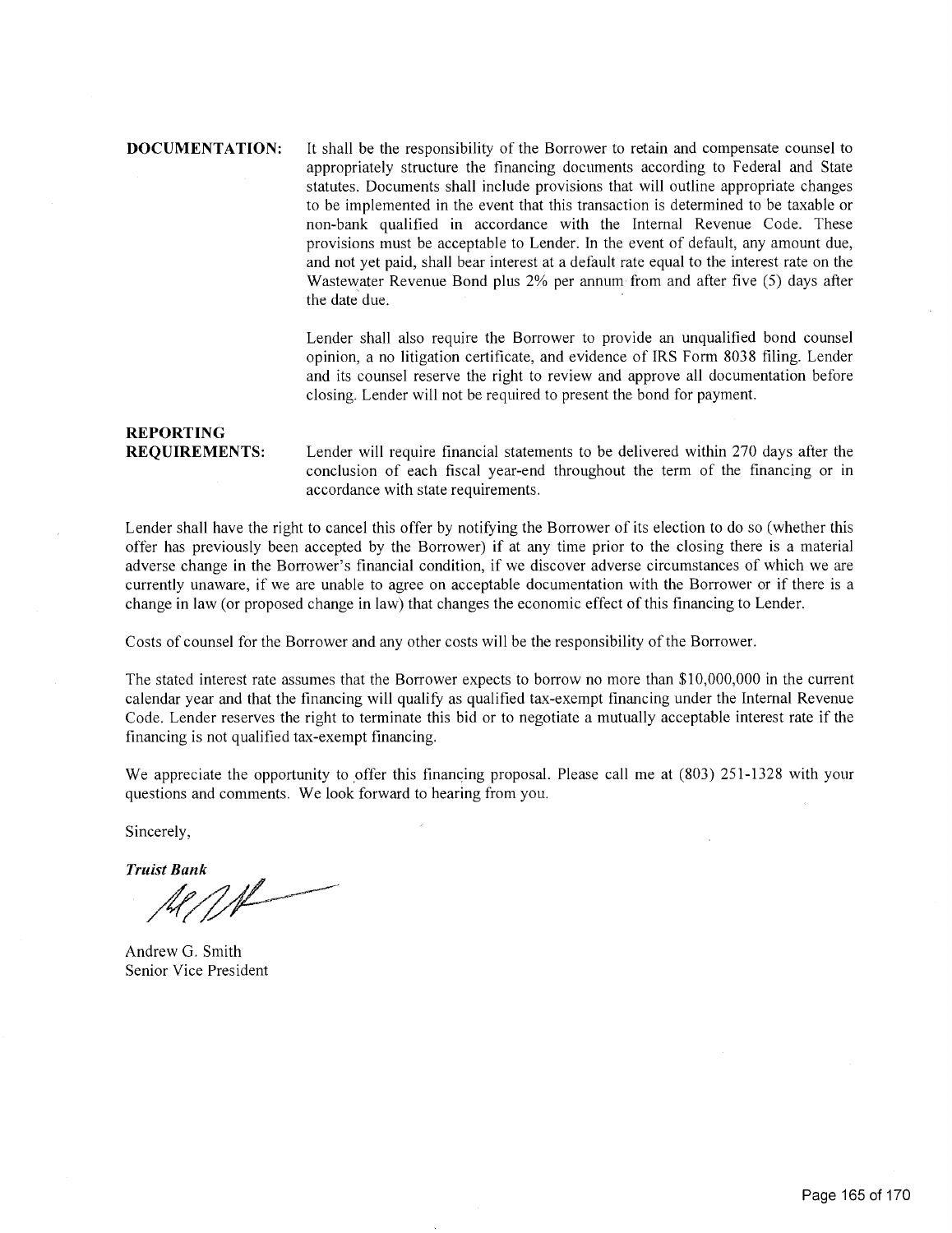**DOCUMENTATION:** It shall be the responsibility of the Borrower to retain and compensate counsel to appropriately structure the financing documents according to Federal and State statutes. Documents shall include provisions that will outline appropriate changes to be implemented in the event that this transaction is determined to be taxable or non-bank qualified in accordance with the Internal Revenue Code. These provisions must be acceptable to Lender. In the event of default, any amount due, and not yet paid, shall bear interest at a default rate equal to the interest rate on the Wastewater Revenue Bond plus 2% per annum from and after five (5) days after the date due.

Lender shall also require the Borrower to provide an unqualified bond counsel opinion, a no litigation certificate, and evidence of IRS Form 8038 filing. Lender and its counsel reserve the right to review and approve all documentation before closing. Lender will not be required to present the bond for payment.

**REPORTING REQUIREMENTS:** Lender will require financial statements to be delivered within 270 days after the conclusion of each fiscal year-end throughout the term of the financing or in accordance with state requirements.

Lender shall have the right to cancel this offer by notifying the Borrower of its election to do so (whether this offer has previously been accepted by the Borrower) if at any time prior to the closing there is a material adverse change in the Borrower's financial condition, if we discover adverse circumstances of which we are currently unaware, if we are unable to agree on acceptable documentation with the Borrower or if there is a change in law (or proposed change in law) that changes the economic effect of this financing to Lender.

Costs of counsel for the Borrower and any other costs will be the responsibility of the Borrower.

The stated interest rate assumes that the Borrower expects to borrow no more than $10,000,000 in the current calendar year and that the financing will qualify as qualified tax-exempt financing under the Internal Revenue Code. Lender reserves the right to terminate this bid or to negotiate a mutually acceptable interest rate if the financing is not qualified tax-exempt financing.

We appreciate the opportunity to offer this financing proposal. Please call me at (803) 251-1328 with your questions and comments. We look forward to hearing from you.

Sincerely,

***Truist Bank***

Andrew G. Smith
Senior Vice President